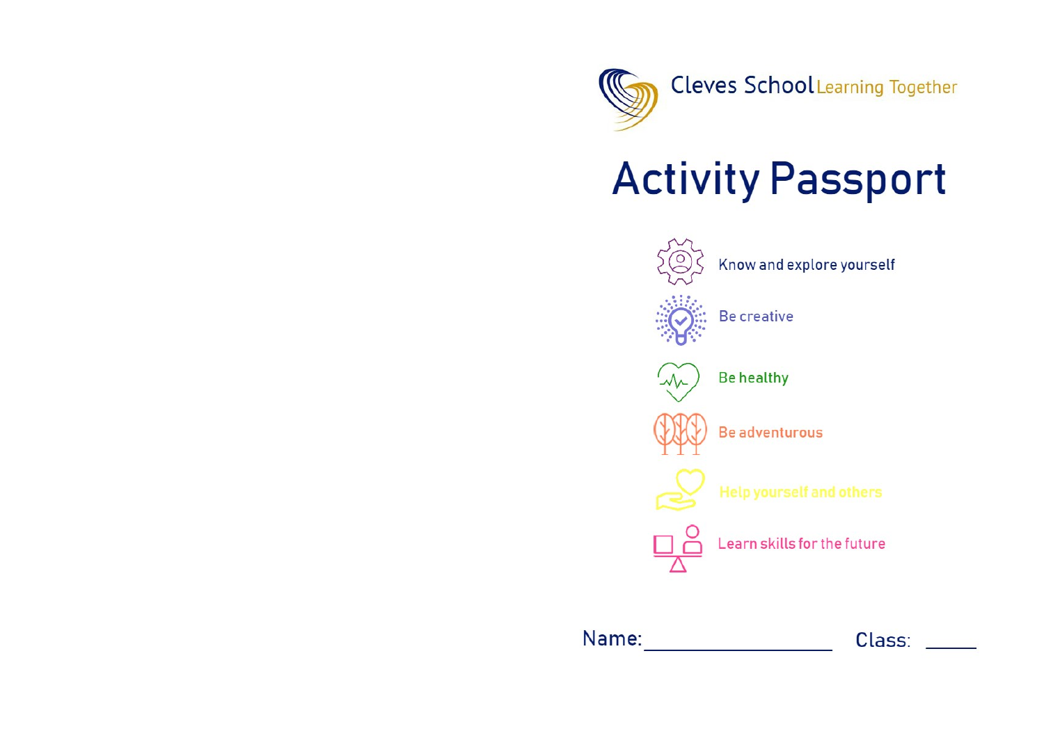Cleves School Learning Together

# Activity Passport

- Know and explore yourself
- Be creative
- Be healthy
- Be adventurous
- Help yourself and others
- Learn skills for the future

Name: ____________________ Class: _____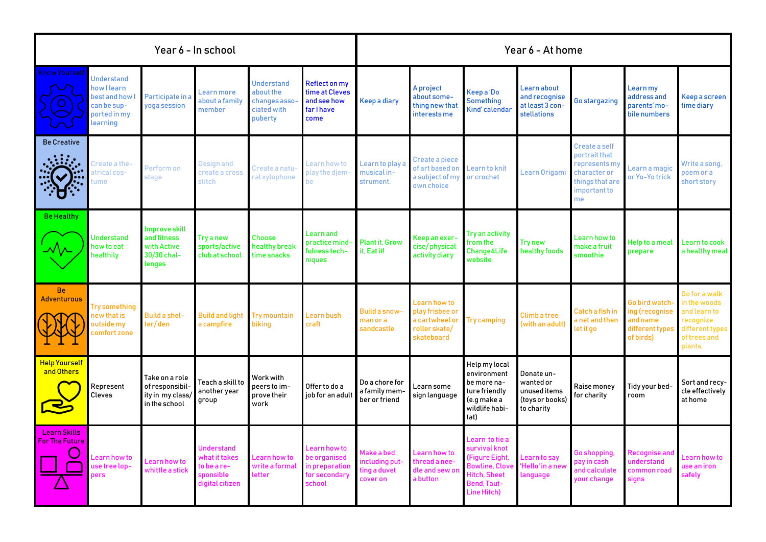| | Year 6 - In school | | | | | Year 6 - At home | | | | | | |
|---|---|---|---|---|---|---|---|---|---|---|---|---|
| Know Yourself | Understand how I learn best and how I can be supported in my learning | Participate in a yoga session | Learn more about a family member | Understand about the changes associated with puberty | Reflect on my time at Cleves and see how far I have come | Keep a diary | A project about something new that interests me | Keep a 'Do Something Kind' calendar | Learn about and recognise at least 3 constellations | Go stargazing | Learn my address and parents' mobile numbers | Keep a screen time diary |
| Be Creative | Create a theatrical costume | Perform on stage | Design and create a cross stitch | Create a natural xylophone | Learn how to play the djembe | Learn to play a musical instrument. | Create a piece of art based on a subject of my own choice | Learn to knit or crochet | Learn Origami | Create a self portrait that represents my character or things that are important to me | Learn a magic or Yo-Yo trick | Write a song, poem or a short story |
| Be Healthy | Understand how to eat healthily | Improve skill and fitness with Active 30/30 challenges | Try a new sports/active club at school | Choose healthy break time snacks | Learn and practice mindfulness techniques | Plant it, Grow it, Eat it! | Keep an exercise/physical activity diary | Try an activity from the Change4Life website | Try new healthy foods | Learn how to make a fruit smoothie | Help to a meal prepare | Learn to cook a healthy meal |
| Be Adventurous | Try something new that is outside my comfort zone | Build a shelter/den | Build and light a campfire | Try mountain biking | Learn bush craft | Build a snowman or a sandcastle | Learn how to play frisbee or a cartwheel or roller skate/ skateboard | Try camping | Climb a tree (with an adult) | Catch a fish in a net and then let it go | Go bird watching (recognise and name different types of birds) | Go for a walk in the woods and learn to recognize different types of trees and plants. |
| Help Yourself and Others | Represent Cleves | Take on a role of responsibility in my class/ in the school | Teach a skill to another year group | Work with peers to improve their work | Offer to do a job for an adult | Do a chore for a family member or friend | Learn some sign language | Help my local environment be more nature friendly (e.g make a wildlife habitat) | Donate unwanted or unused items (toys or books) to charity | Raise money for charity | Tidy your bedroom | Sort and recycle effectively at home |
| Learn Skills For The Future | Learn how to use tree loppers | Learn how to whittle a stick | Understand what it takes to be a responsible digital citizen | Learn how to write a formal letter | Learn how to be organised in preparation for secondary school | Make a bed including putting a duvet cover on | Learn how to thread a needle and sew on a button | Learn to tie a survival knot (Figure Eight, Bowline, Clove Hitch, Sheet Bend, Taut-Line Hitch) | Learn to say 'Hello' in a new language | Go shopping, pay in cash and calculate your change | Recognise and understand common road signs | Learn how to use an iron safely |